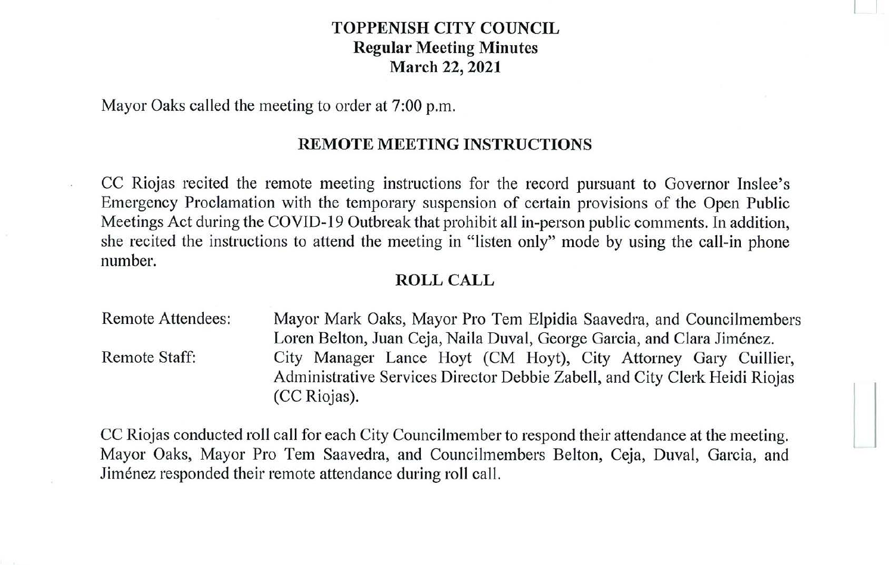# TOPPENISH CITY COUNCIL
## Regular Meeting Minutes
### March 22, 2021

Mayor Oaks called the meeting to order at 7:00 p.m.

## REMOTE MEETING INSTRUCTIONS

CC Riojas recited the remote meeting instructions for the record pursuant to Governor Inslee's Emergency Proclamation with the temporary suspension of certain provisions of the Open Public Meetings Act during the COVID-19 Outbreak that prohibit all in-person public comments. In addition, she recited the instructions to attend the meeting in "listen only" mode by using the call-in phone number.

## ROLL CALL

| | |
|---|---|
| Remote Attendees: | Mayor Mark Oaks, Mayor Pro Tem Elpidia Saavedra, and Councilmembers Loren Belton, Juan Ceja, Naila Duval, George Garcia, and Clara Jiménez. |
| Remote Staff: | City Manager Lance Hoyt (CM Hoyt), City Attorney Gary Cuillier, Administrative Services Director Debbie Zabell, and City Clerk Heidi Riojas (CC Riojas). |

CC Riojas conducted roll call for each City Councilmember to respond their attendance at the meeting. Mayor Oaks, Mayor Pro Tem Saavedra, and Councilmembers Belton, Ceja, Duval, Garcia, and Jiménez responded their remote attendance during roll call.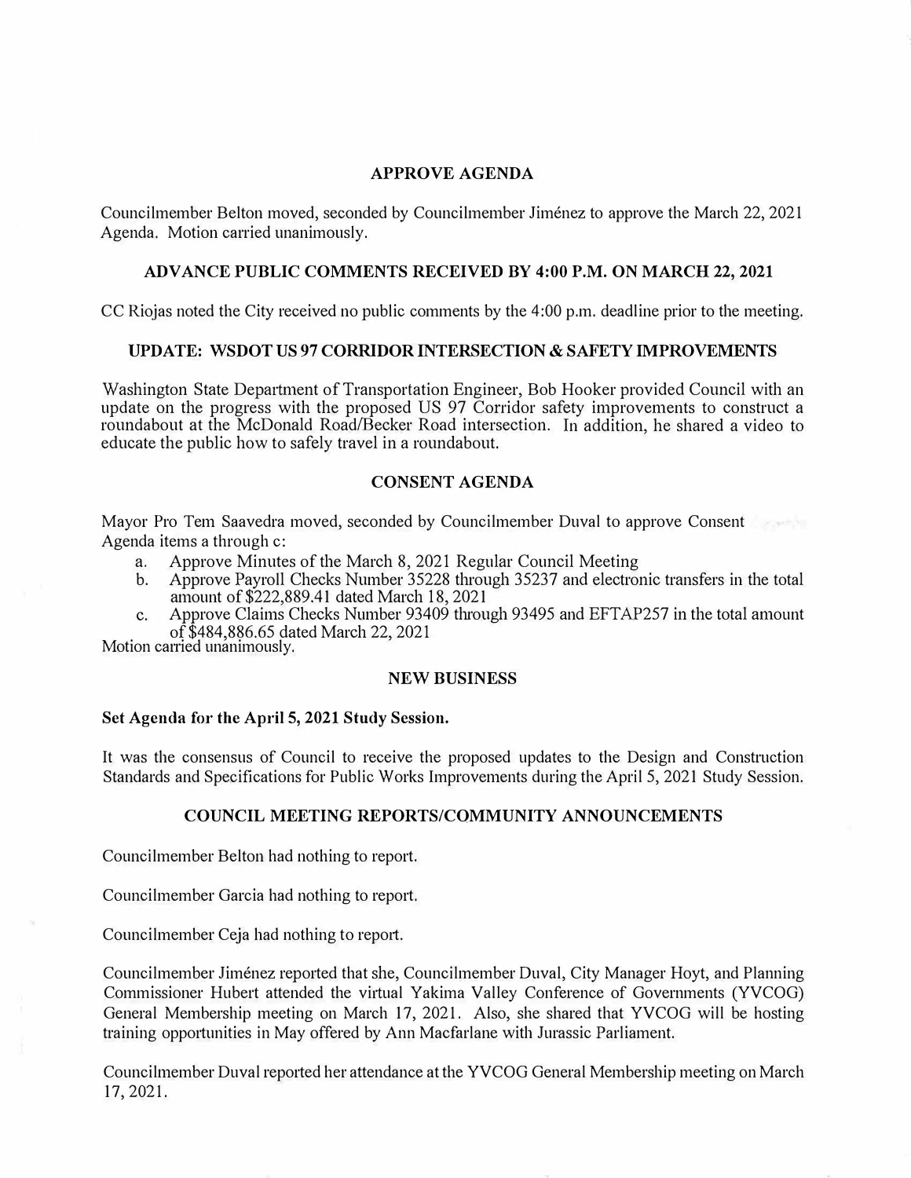## APPROVE AGENDA

Councilmember Belton moved, seconded by Councilmember Jiménez to approve the March 22, 2021 Agenda. Motion carried unanimously.

## ADVANCE PUBLIC COMMENTS RECEIVED BY 4:00 P.M. ON MARCH 22, 2021

CC Riojas noted the City received no public comments by the 4:00 p.m. deadline prior to the meeting.

## UPDATE: WSDOT US 97 CORRIDOR INTERSECTION & SAFETY IMPROVEMENTS

Washington State Department of Transportation Engineer, Bob Hooker provided Council with an update on the progress with the proposed US 97 Corridor safety improvements to construct a roundabout at the McDonald Road/Becker Road intersection. In addition, he shared a video to educate the public how to safely travel in a roundabout.

## CONSENT AGENDA

Mayor Pro Tem Saavedra moved, seconded by Councilmember Duval to approve Consent Agenda items a through c:

a. Approve Minutes of the March 8, 2021 Regular Council Meeting
b. Approve Payroll Checks Number 35228 through 35237 and electronic transfers in the total amount of $222,889.41 dated March 18, 2021
c. Approve Claims Checks Number 93409 through 93495 and EFTAP257 in the total amount of $484,886.65 dated March 22, 2021

Motion carried unanimously.

## NEW BUSINESS

**Set Agenda for the April 5, 2021 Study Session.**

It was the consensus of Council to receive the proposed updates to the Design and Construction Standards and Specifications for Public Works Improvements during the April 5, 2021 Study Session.

## COUNCIL MEETING REPORTS/COMMUNITY ANNOUNCEMENTS

Councilmember Belton had nothing to report.

Councilmember Garcia had nothing to report.

Councilmember Ceja had nothing to report.

Councilmember Jiménez reported that she, Councilmember Duval, City Manager Hoyt, and Planning Commissioner Hubert attended the virtual Yakima Valley Conference of Governments (YVCOG) General Membership meeting on March 17, 2021. Also, she shared that YVCOG will be hosting training opportunities in May offered by Ann Macfarlane with Jurassic Parliament.

Councilmember Duval reported her attendance at the YVCOG General Membership meeting on March 17, 2021.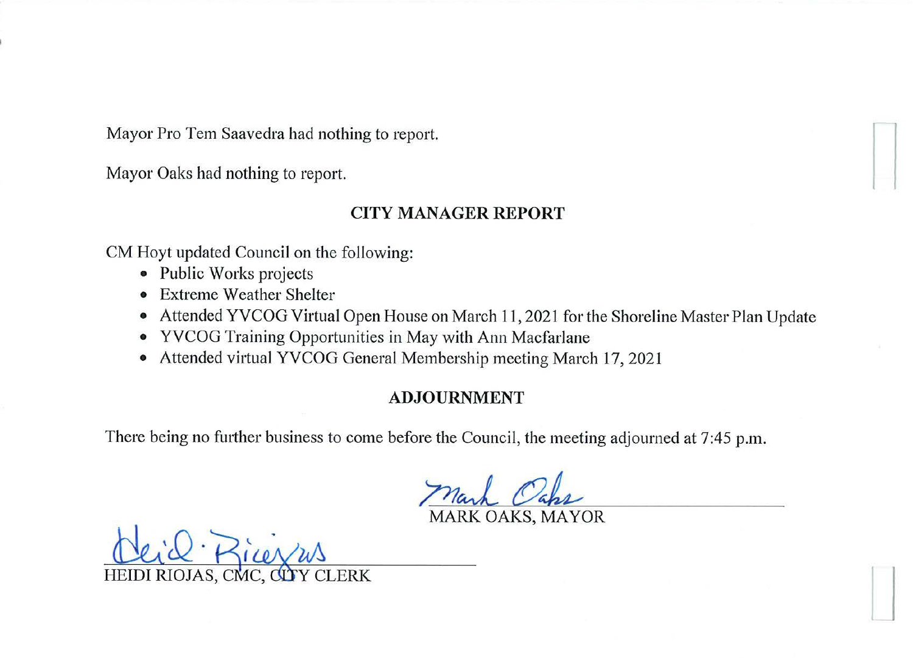Mayor Pro Tem Saavedra had nothing to report.

Mayor Oaks had nothing to report.

## CITY MANAGER REPORT

CM Hoyt updated Council on the following:

- Public Works projects
- Extreme Weather Shelter
- Attended YVCOG Virtual Open House on March 11, 2021 for the Shoreline Master Plan Update
- YVCOG Training Opportunities in May with Ann Macfarlane
- Attended virtual YVCOG General Membership meeting March 17, 2021

## ADJOURNMENT

There being no further business to come before the Council, the meeting adjourned at 7:45 p.m.

MARK OAKS, MAYOR

HEIDI RIOJAS, CMC, CITY CLERK